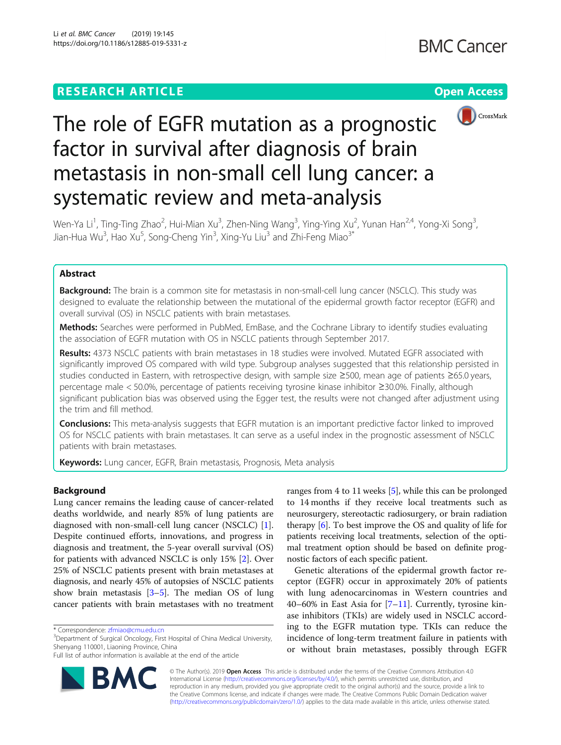RESEARCH ARTICLE

Open Access

# The role of EGFR mutation as a prognostic factor in survival after diagnosis of brain metastasis in non-small cell lung cancer: a systematic review and meta-analysis

Wen-Ya Li[1], Ting-Ting Zhao[2], Hui-Mian Xu[3], Zhen-Ning Wang[3], Ying-Ying Xu[2], Yunan Han[2,4], Yong-Xi Song[3], Jian-Hua Wu[3], Hao Xu[5], Song-Cheng Yin[3], Xing-Yu Liu[3] and Zhi-Feng Miao[3*]

## Abstract

**Background:** The brain is a common site for metastasis in non-small-cell lung cancer (NSCLC). This study was designed to evaluate the relationship between the mutational of the epidermal growth factor receptor (EGFR) and overall survival (OS) in NSCLC patients with brain metastases.

**Methods:** Searches were performed in PubMed, EmBase, and the Cochrane Library to identify studies evaluating the association of EGFR mutation with OS in NSCLC patients through September 2017.

**Results:** 4373 NSCLC patients with brain metastases in 18 studies were involved. Mutated EGFR associated with significantly improved OS compared with wild type. Subgroup analyses suggested that this relationship persisted in studies conducted in Eastern, with retrospective design, with sample size ≥500, mean age of patients ≥65.0 years, percentage male < 50.0%, percentage of patients receiving tyrosine kinase inhibitor ≥30.0%. Finally, although significant publication bias was observed using the Egger test, the results were not changed after adjustment using the trim and fill method.

**Conclusions:** This meta-analysis suggests that EGFR mutation is an important predictive factor linked to improved OS for NSCLC patients with brain metastases. It can serve as a useful index in the prognostic assessment of NSCLC patients with brain metastases.

**Keywords:** Lung cancer, EGFR, Brain metastasis, Prognosis, Meta analysis

## Background

Lung cancer remains the leading cause of cancer-related deaths worldwide, and nearly 85% of lung patients are diagnosed with non-small-cell lung cancer (NSCLC) [1]. Despite continued efforts, innovations, and progress in diagnosis and treatment, the 5-year overall survival (OS) for patients with advanced NSCLC is only 15% [2]. Over 25% of NSCLC patients present with brain metastases at diagnosis, and nearly 45% of autopsies of NSCLC patients show brain metastasis [3–5]. The median OS of lung cancer patients with brain metastases with no treatment ranges from 4 to 11 weeks [5], while this can be prolonged to 14 months if they receive local treatments such as neurosurgery, stereotactic radiosurgery, or brain radiation therapy [6]. To best improve the OS and quality of life for patients receiving local treatments, selection of the optimal treatment option should be based on definite prognostic factors of each specific patient.

Genetic alterations of the epidermal growth factor receptor (EGFR) occur in approximately 20% of patients with lung adenocarcinomas in Western countries and 40–60% in East Asia for [7–11]. Currently, tyrosine kinase inhibitors (TKIs) are widely used in NSCLC according to the EGFR mutation type. TKIs can reduce the incidence of long-term treatment failure in patients with or without brain metastases, possibly through EGFR

* Correspondence: zfmiao@cmu.edu.cn
[3]Department of Surgical Oncology, First Hospital of China Medical University, Shenyang 110001, Liaoning Province, China
Full list of author information is available at the end of the article

© The Author(s). 2019 **Open Access** This article is distributed under the terms of the Creative Commons Attribution 4.0 International License (http://creativecommons.org/licenses/by/4.0/), which permits unrestricted use, distribution, and reproduction in any medium, provided you give appropriate credit to the original author(s) and the source, provide a link to the Creative Commons license, and indicate if changes were made. The Creative Commons Public Domain Dedication waiver (http://creativecommons.org/publicdomain/zero/1.0/) applies to the data made available in this article, unless otherwise stated.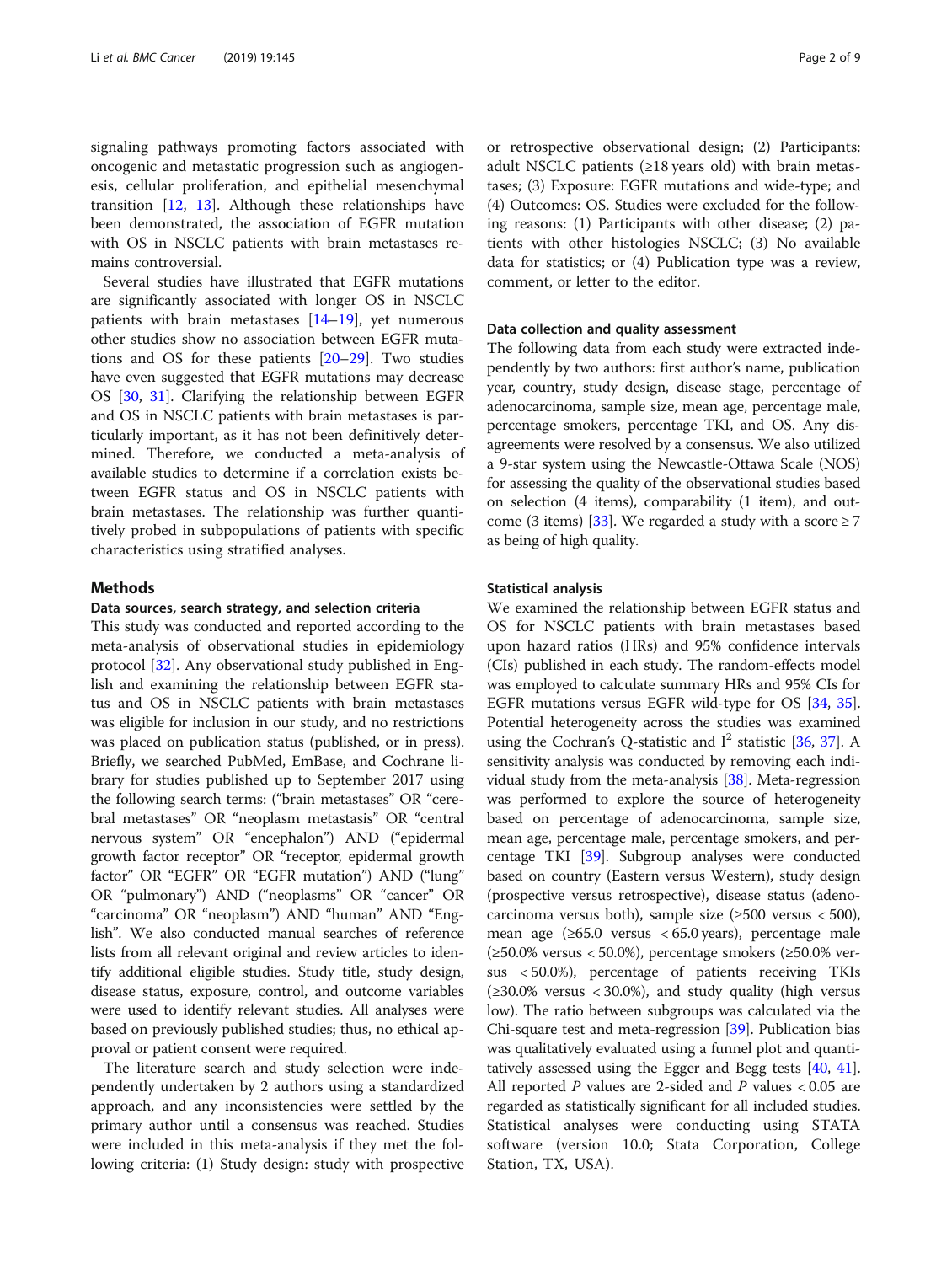signaling pathways promoting factors associated with oncogenic and metastatic progression such as angiogenesis, cellular proliferation, and epithelial mesenchymal transition [12, 13]. Although these relationships have been demonstrated, the association of EGFR mutation with OS in NSCLC patients with brain metastases remains controversial.

Several studies have illustrated that EGFR mutations are significantly associated with longer OS in NSCLC patients with brain metastases [14–19], yet numerous other studies show no association between EGFR mutations and OS for these patients [20–29]. Two studies have even suggested that EGFR mutations may decrease OS [30, 31]. Clarifying the relationship between EGFR and OS in NSCLC patients with brain metastases is particularly important, as it has not been definitively determined. Therefore, we conducted a meta-analysis of available studies to determine if a correlation exists between EGFR status and OS in NSCLC patients with brain metastases. The relationship was further quantitatively probed in subpopulations of patients with specific characteristics using stratified analyses.

## Methods

### Data sources, search strategy, and selection criteria

This study was conducted and reported according to the meta-analysis of observational studies in epidemiology protocol [32]. Any observational study published in English and examining the relationship between EGFR status and OS in NSCLC patients with brain metastases was eligible for inclusion in our study, and no restrictions was placed on publication status (published, or in press). Briefly, we searched PubMed, EmBase, and Cochrane library for studies published up to September 2017 using the following search terms: ("brain metastases" OR "cerebral metastases" OR "neoplasm metastasis" OR "central nervous system" OR "encephalon") AND ("epidermal growth factor receptor" OR "receptor, epidermal growth factor" OR "EGFR" OR "EGFR mutation") AND ("lung" OR "pulmonary") AND ("neoplasms" OR "cancer" OR "carcinoma" OR "neoplasm") AND "human" AND "English". We also conducted manual searches of reference lists from all relevant original and review articles to identify additional eligible studies. Study title, study design, disease status, exposure, control, and outcome variables were used to identify relevant studies. All analyses were based on previously published studies; thus, no ethical approval or patient consent were required.

The literature search and study selection were independently undertaken by 2 authors using a standardized approach, and any inconsistencies were settled by the primary author until a consensus was reached. Studies were included in this meta-analysis if they met the following criteria: (1) Study design: study with prospective or retrospective observational design; (2) Participants: adult NSCLC patients (≥18 years old) with brain metastases; (3) Exposure: EGFR mutations and wide-type; and (4) Outcomes: OS. Studies were excluded for the following reasons: (1) Participants with other disease; (2) patients with other histologies NSCLC; (3) No available data for statistics; or (4) Publication type was a review, comment, or letter to the editor.

### Data collection and quality assessment

The following data from each study were extracted independently by two authors: first author's name, publication year, country, study design, disease stage, percentage of adenocarcinoma, sample size, mean age, percentage male, percentage smokers, percentage TKI, and OS. Any disagreements were resolved by a consensus. We also utilized a 9-star system using the Newcastle-Ottawa Scale (NOS) for assessing the quality of the observational studies based on selection (4 items), comparability (1 item), and outcome (3 items) [33]. We regarded a study with a score ≥ 7 as being of high quality.

### Statistical analysis

We examined the relationship between EGFR status and OS for NSCLC patients with brain metastases based upon hazard ratios (HRs) and 95% confidence intervals (CIs) published in each study. The random-effects model was employed to calculate summary HRs and 95% CIs for EGFR mutations versus EGFR wild-type for OS [34, 35]. Potential heterogeneity across the studies was examined using the Cochran's Q-statistic and $I^2$ statistic [36, 37]. A sensitivity analysis was conducted by removing each individual study from the meta-analysis [38]. Meta-regression was performed to explore the source of heterogeneity based on percentage of adenocarcinoma, sample size, mean age, percentage male, percentage smokers, and percentage TKI [39]. Subgroup analyses were conducted based on country (Eastern versus Western), study design (prospective versus retrospective), disease status (adenocarcinoma versus both), sample size (≥500 versus < 500), mean age (≥65.0 versus < 65.0 years), percentage male (≥50.0% versus < 50.0%), percentage smokers (≥50.0% versus < 50.0%), percentage of patients receiving TKIs (≥30.0% versus < 30.0%), and study quality (high versus low). The ratio between subgroups was calculated via the Chi-square test and meta-regression [39]. Publication bias was qualitatively evaluated using a funnel plot and quantitatively assessed using the Egger and Begg tests [40, 41]. All reported $P$ values are 2-sided and $P$ values < 0.05 are regarded as statistically significant for all included studies. Statistical analyses were conducting using STATA software (version 10.0; Stata Corporation, College Station, TX, USA).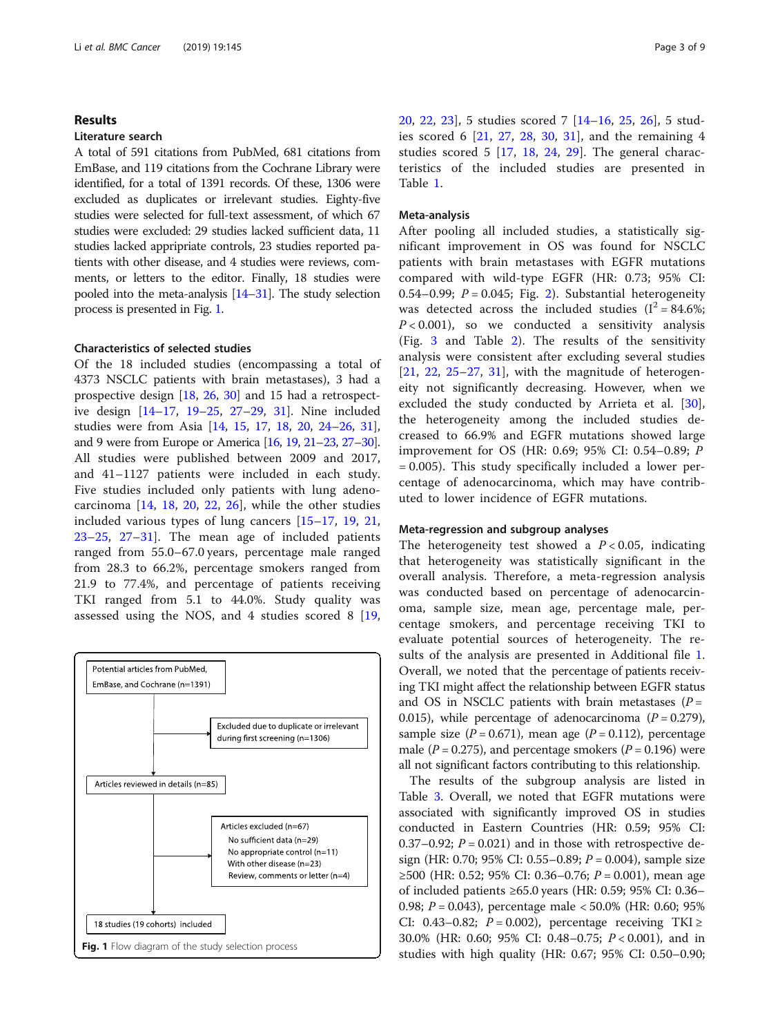## Results

### Literature search

A total of 591 citations from PubMed, 681 citations from EmBase, and 119 citations from the Cochrane Library were identified, for a total of 1391 records. Of these, 1306 were excluded as duplicates or irrelevant studies. Eighty-five studies were selected for full-text assessment, of which 67 studies were excluded: 29 studies lacked sufficient data, 11 studies lacked appripriate controls, 23 studies reported patients with other disease, and 4 studies were reviews, comments, or letters to the editor. Finally, 18 studies were pooled into the meta-analysis [14–31]. The study selection process is presented in Fig. 1.

### Characteristics of selected studies

Of the 18 included studies (encompassing a total of 4373 NSCLC patients with brain metastases), 3 had a prospective design [18, 26, 30] and 15 had a retrospective design [14–17, 19–25, 27–29, 31]. Nine included studies were from Asia [14, 15, 17, 18, 20, 24–26, 31], and 9 were from Europe or America [16, 19, 21–23, 27–30]. All studies were published between 2009 and 2017, and 41–1127 patients were included in each study. Five studies included only patients with lung adenocarcinoma [14, 18, 20, 22, 26], while the other studies included various types of lung cancers [15–17, 19, 21, 23–25, 27–31]. The mean age of included patients ranged from 55.0–67.0 years, percentage male ranged from 28.3 to 66.2%, percentage smokers ranged from 21.9 to 77.4%, and percentage of patients receiving TKI ranged from 5.1 to 44.0%. Study quality was assessed using the NOS, and 4 studies scored 8 [19, 20, 22, 23], 5 studies scored 7 [14–16, 25, 26], 5 studies scored 6 [21, 27, 28, 30, 31], and the remaining 4 studies scored 5 [17, 18, 24, 29]. The general characteristics of the included studies are presented in Table 1.

Potential articles from PubMed, EmBase, and Cochrane (n=1391)

Excluded due to duplicate or irrelevant during first screening (n=1306)

Articles reviewed in details (n=85)

Articles excluded (n=67)
- No sufficient data (n=29)
- No appropriate control (n=11)
- With other disease (n=23)
- Review, comments or letter (n=4)

18 studies (19 cohorts) included

**Fig. 1** Flow diagram of the study selection process

### Meta-analysis

After pooling all included studies, a statistically significant improvement in OS was found for NSCLC patients with brain metastases with EGFR mutations compared with wild-type EGFR (HR: 0.73; 95% CI: 0.54–0.99; $P = 0.045$; Fig. 2). Substantial heterogeneity was detected across the included studies ($I^2 = 84.6\%$; $P < 0.001$), so we conducted a sensitivity analysis (Fig. 3 and Table 2). The results of the sensitivity analysis were consistent after excluding several studies [21, 22, 25–27, 31], with the magnitude of heterogeneity not significantly decreasing. However, when we excluded the study conducted by Arrieta et al. [30], the heterogeneity among the included studies decreased to 66.9% and EGFR mutations showed large improvement for OS (HR: 0.69; 95% CI: 0.54–0.89; $P = 0.005$). This study specifically included a lower percentage of adenocarcinoma, which may have contributed to lower incidence of EGFR mutations.

### Meta-regression and subgroup analyses

The heterogeneity test showed a $P < 0.05$, indicating that heterogeneity was statistically significant in the overall analysis. Therefore, a meta-regression analysis was conducted based on percentage of adenocarcinoma, sample size, mean age, percentage male, percentage smokers, and percentage receiving TKI to evaluate potential sources of heterogeneity. The results of the analysis are presented in Additional file 1. Overall, we noted that the percentage of patients receiving TKI might affect the relationship between EGFR status and OS in NSCLC patients with brain metastases ($P = 0.015$), while percentage of adenocarcinoma ($P = 0.279$), sample size ($P = 0.671$), mean age ($P = 0.112$), percentage male ($P = 0.275$), and percentage smokers ($P = 0.196$) were all not significant factors contributing to this relationship.

The results of the subgroup analysis are listed in Table 3. Overall, we noted that EGFR mutations were associated with significantly improved OS in studies conducted in Eastern Countries (HR: 0.59; 95% CI: 0.37–0.92; $P = 0.021$) and in those with retrospective design (HR: 0.70; 95% CI: 0.55–0.89; $P = 0.004$), sample size ≥500 (HR: 0.52; 95% CI: 0.36–0.76; $P = 0.001$), mean age of included patients ≥65.0 years (HR: 0.59; 95% CI: 0.36–0.98; $P = 0.043$), percentage male < 50.0% (HR: 0.60; 95% CI: 0.43–0.82; $P = 0.002$), percentage receiving TKI ≥ 30.0% (HR: 0.60; 95% CI: 0.48–0.75; $P < 0.001$), and in studies with high quality (HR: 0.67; 95% CI: 0.50–0.90;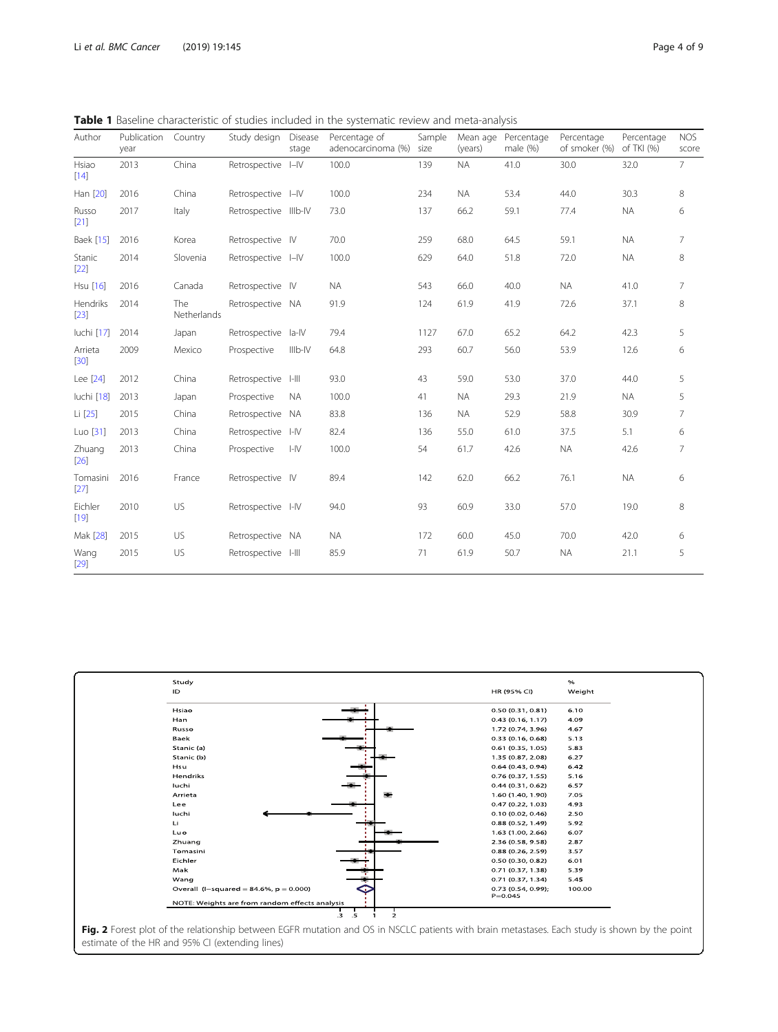**Table 1** Baseline characteristic of studies included in the systematic review and meta-analysis

| Author | Publication year | Country | Study design | Disease stage | Percentage of adenocarcinoma (%) | Sample size | Mean age (years) | Percentage male (%) | Percentage of smoker (%) | Percentage of TKI (%) | NOS score |
|---|---|---|---|---|---|---|---|---|---|---|---|
| Hsiao [14] | 2013 | China | Retrospective | I–IV | 100.0 | 139 | NA | 41.0 | 30.0 | 32.0 | 7 |
| Han [20] | 2016 | China | Retrospective | I–IV | 100.0 | 234 | NA | 53.4 | 44.0 | 30.3 | 8 |
| Russo [21] | 2017 | Italy | Retrospective | IIIb-IV | 73.0 | 137 | 66.2 | 59.1 | 77.4 | NA | 6 |
| Baek [15] | 2016 | Korea | Retrospective | IV | 70.0 | 259 | 68.0 | 64.5 | 59.1 | NA | 7 |
| Stanic [22] | 2014 | Slovenia | Retrospective | I–IV | 100.0 | 629 | 64.0 | 51.8 | 72.0 | NA | 8 |
| Hsu [16] | 2016 | Canada | Retrospective | IV | NA | 543 | 66.0 | 40.0 | NA | 41.0 | 7 |
| Hendriks [23] | 2014 | The Netherlands | Retrospective | NA | 91.9 | 124 | 61.9 | 41.9 | 72.6 | 37.1 | 8 |
| Iuchi [17] | 2014 | Japan | Retrospective | Ia-IV | 79.4 | 1127 | 67.0 | 65.2 | 64.2 | 42.3 | 5 |
| Arrieta [30] | 2009 | Mexico | Prospective | IIIb-IV | 64.8 | 293 | 60.7 | 56.0 | 53.9 | 12.6 | 6 |
| Lee [24] | 2012 | China | Retrospective | I-III | 93.0 | 43 | 59.0 | 53.0 | 37.0 | 44.0 | 5 |
| Iuchi [18] | 2013 | Japan | Prospective | NA | 100.0 | 41 | NA | 29.3 | 21.9 | NA | 5 |
| Li [25] | 2015 | China | Retrospective | NA | 83.8 | 136 | NA | 52.9 | 58.8 | 30.9 | 7 |
| Luo [31] | 2013 | China | Retrospective | I-IV | 82.4 | 136 | 55.0 | 61.0 | 37.5 | 5.1 | 6 |
| Zhuang [26] | 2013 | China | Prospective | I-IV | 100.0 | 54 | 61.7 | 42.6 | NA | 42.6 | 7 |
| Tomasini [27] | 2016 | France | Retrospective | IV | 89.4 | 142 | 62.0 | 66.2 | 76.1 | NA | 6 |
| Eichler [19] | 2010 | US | Retrospective | I-IV | 94.0 | 93 | 60.9 | 33.0 | 57.0 | 19.0 | 8 |
| Mak [28] | 2015 | US | Retrospective | NA | NA | 172 | 60.0 | 45.0 | 70.0 | 42.0 | 6 |
| Wang [29] | 2015 | US | Retrospective | I-III | 85.9 | 71 | 61.9 | 50.7 | NA | 21.1 | 5 |

| Study ID | HR (95% CI) | % Weight |
|---|---|---|
| Hsiao | 0.50 (0.31, 0.81) | 6.10 |
| Han | 0.43 (0.16, 1.17) | 4.09 |
| Russo | 1.72 (0.74, 3.96) | 4.67 |
| Baek | 0.33 (0.16, 0.68) | 5.13 |
| Stanic (a) | 0.61 (0.35, 1.05) | 5.83 |
| Stanic (b) | 1.35 (0.87, 2.08) | 6.27 |
| Hsu | 0.64 (0.43, 0.94) | 6.42 |
| Hendriks | 0.76 (0.37, 1.55) | 5.16 |
| Iuchi | 0.44 (0.31, 0.62) | 6.57 |
| Arrieta | 1.60 (1.40, 1.90) | 7.05 |
| Lee | 0.47 (0.22, 1.03) | 4.93 |
| Iuchi | 0.10 (0.02, 0.46) | 2.50 |
| Li | 0.88 (0.52, 1.49) | 5.92 |
| Luo | 1.63 (1.00, 2.66) | 6.07 |
| Zhuang | 2.36 (0.58, 9.58) | 2.87 |
| Tomasini | 0.88 (0.26, 2.59) | 3.57 |
| Eichler | 0.50 (0.30, 0.82) | 6.01 |
| Mak | 0.71 (0.37, 1.38) | 5.39 |
| Wang | 0.71 (0.37, 1.34) | 5.45 |
| Overall (I-squared = 84.6%, p = 0.000) | 0.73 (0.54, 0.99); P=0.045 | 100.00 |

NOTE: Weights are from random effects analysis

**Fig. 2** Forest plot of the relationship between EGFR mutation and OS in NSCLC patients with brain metastases. Each study is shown by the point estimate of the HR and 95% CI (extending lines)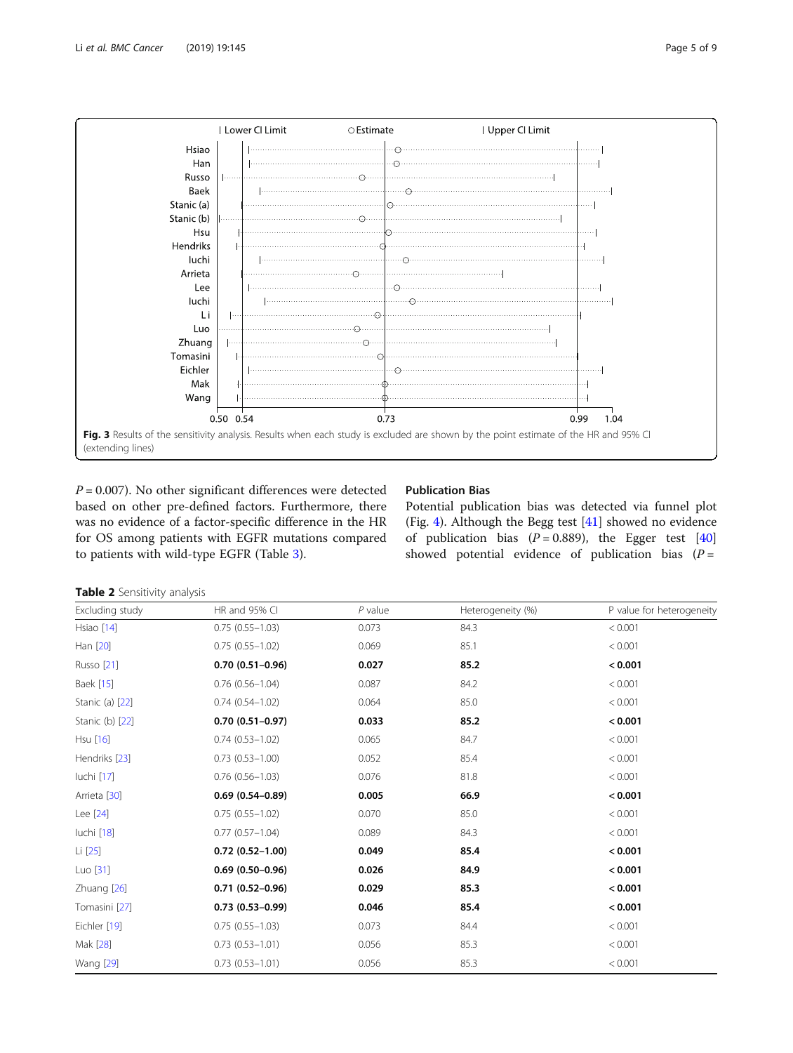Fig. 3 Results of the sensitivity analysis. Results when each study is excluded are shown by the point estimate of the HR and 95% CI (extending lines)

$P = 0.007$). No other significant differences were detected based on other pre-defined factors. Furthermore, there was no evidence of a factor-specific difference in the HR for OS among patients with EGFR mutations compared to patients with wild-type EGFR (Table 3).

## Publication Bias

Potential publication bias was detected via funnel plot (Fig. 4). Although the Begg test [41] showed no evidence of publication bias ($P = 0.889$), the Egger test [40] showed potential evidence of publication bias ($P =$

**Table 2** Sensitivity analysis

| Excluding study | HR and 95% CI | P value | Heterogeneity (%) | P value for heterogeneity |
|---|---|---|---|---|
| Hsiao [14] | 0.75 (0.55–1.03) | 0.073 | 84.3 | < 0.001 |
| Han [20] | 0.75 (0.55–1.02) | 0.069 | 85.1 | < 0.001 |
| Russo [21] | **0.70 (0.51–0.96)** | **0.027** | **85.2** | **< 0.001** |
| Baek [15] | 0.76 (0.56–1.04) | 0.087 | 84.2 | < 0.001 |
| Stanic (a) [22] | 0.74 (0.54–1.02) | 0.064 | 85.0 | < 0.001 |
| Stanic (b) [22] | **0.70 (0.51–0.97)** | **0.033** | **85.2** | **< 0.001** |
| Hsu [16] | 0.74 (0.53–1.02) | 0.065 | 84.7 | < 0.001 |
| Hendriks [23] | 0.73 (0.53–1.00) | 0.052 | 85.4 | < 0.001 |
| Iuchi [17] | 0.76 (0.56–1.03) | 0.076 | 81.8 | < 0.001 |
| Arrieta [30] | **0.69 (0.54–0.89)** | **0.005** | **66.9** | **< 0.001** |
| Lee [24] | 0.75 (0.55–1.02) | 0.070 | 85.0 | < 0.001 |
| Iuchi [18] | 0.77 (0.57–1.04) | 0.089 | 84.3 | < 0.001 |
| Li [25] | **0.72 (0.52–1.00)** | **0.049** | **85.4** | **< 0.001** |
| Luo [31] | **0.69 (0.50–0.96)** | **0.026** | **84.9** | **< 0.001** |
| Zhuang [26] | **0.71 (0.52–0.96)** | **0.029** | **85.3** | **< 0.001** |
| Tomasini [27] | **0.73 (0.53–0.99)** | **0.046** | **85.4** | **< 0.001** |
| Eichler [19] | 0.75 (0.55–1.03) | 0.073 | 84.4 | < 0.001 |
| Mak [28] | 0.73 (0.53–1.01) | 0.056 | 85.3 | < 0.001 |
| Wang [29] | 0.73 (0.53–1.01) | 0.056 | 85.3 | < 0.001 |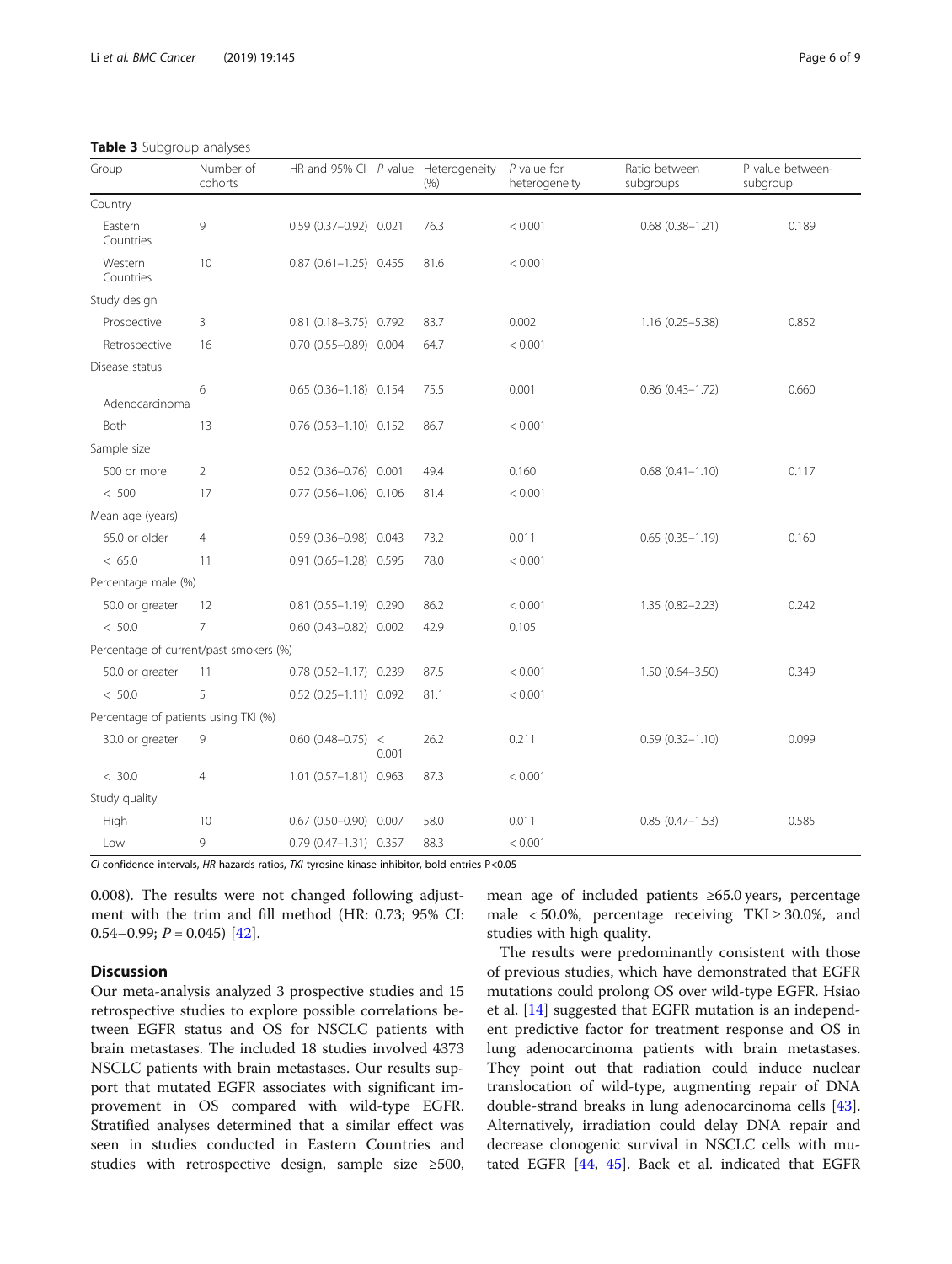**Table 3** Subgroup analyses

| Group | Number of cohorts | HR and 95% CI | P value | Heterogeneity (%) | P value for heterogeneity | Ratio between subgroups | P value between-subgroup |
|---|---|---|---|---|---|---|---|
| Country | | | | | | | |
| Eastern Countries | 9 | 0.59 (0.37–0.92) | 0.021 | 76.3 | < 0.001 | 0.68 (0.38–1.21) | 0.189 |
| Western Countries | 10 | 0.87 (0.61–1.25) | 0.455 | 81.6 | < 0.001 | | |
| Study design | | | | | | | |
| Prospective | 3 | 0.81 (0.18–3.75) | 0.792 | 83.7 | 0.002 | 1.16 (0.25–5.38) | 0.852 |
| Retrospective | 16 | 0.70 (0.55–0.89) | 0.004 | 64.7 | < 0.001 | | |
| Disease status | | | | | | | |
| Adenocarcinoma | 6 | 0.65 (0.36–1.18) | 0.154 | 75.5 | 0.001 | 0.86 (0.43–1.72) | 0.660 |
| Both | 13 | 0.76 (0.53–1.10) | 0.152 | 86.7 | < 0.001 | | |
| Sample size | | | | | | | |
| 500 or more | 2 | 0.52 (0.36–0.76) | 0.001 | 49.4 | 0.160 | 0.68 (0.41–1.10) | 0.117 |
| < 500 | 17 | 0.77 (0.56–1.06) | 0.106 | 81.4 | < 0.001 | | |
| Mean age (years) | | | | | | | |
| 65.0 or older | 4 | 0.59 (0.36–0.98) | 0.043 | 73.2 | 0.011 | 0.65 (0.35–1.19) | 0.160 |
| < 65.0 | 11 | 0.91 (0.65–1.28) | 0.595 | 78.0 | < 0.001 | | |
| Percentage male (%) | | | | | | | |
| 50.0 or greater | 12 | 0.81 (0.55–1.19) | 0.290 | 86.2 | < 0.001 | 1.35 (0.82–2.23) | 0.242 |
| < 50.0 | 7 | 0.60 (0.43–0.82) | 0.002 | 42.9 | 0.105 | | |
| Percentage of current/past smokers (%) | | | | | | | |
| 50.0 or greater | 11 | 0.78 (0.52–1.17) | 0.239 | 87.5 | < 0.001 | 1.50 (0.64–3.50) | 0.349 |
| < 50.0 | 5 | 0.52 (0.25–1.11) | 0.092 | 81.1 | < 0.001 | | |
| Percentage of patients using TKI (%) | | | | | | | |
| 30.0 or greater | 9 | 0.60 (0.48–0.75) | < 0.001 | 26.2 | 0.211 | 0.59 (0.32–1.10) | 0.099 |
| < 30.0 | 4 | 1.01 (0.57–1.81) | 0.963 | 87.3 | < 0.001 | | |
| Study quality | | | | | | | |
| High | 10 | 0.67 (0.50–0.90) | 0.007 | 58.0 | 0.011 | 0.85 (0.47–1.53) | 0.585 |
| Low | 9 | 0.79 (0.47–1.31) | 0.357 | 88.3 | < 0.001 | | |

*CI* confidence intervals, *HR* hazards ratios, *TKI* tyrosine kinase inhibitor, bold entries P<0.05

0.008). The results were not changed following adjustment with the trim and fill method (HR: 0.73; 95% CI: 0.54–0.99; $P = 0.045$) [42].

## Discussion

Our meta-analysis analyzed 3 prospective studies and 15 retrospective studies to explore possible correlations between EGFR status and OS for NSCLC patients with brain metastases. The included 18 studies involved 4373 NSCLC patients with brain metastases. Our results support that mutated EGFR associates with significant improvement in OS compared with wild-type EGFR. Stratified analyses determined that a similar effect was seen in studies conducted in Eastern Countries and studies with retrospective design, sample size ≥500, mean age of included patients ≥65.0 years, percentage male < 50.0%, percentage receiving TKI ≥ 30.0%, and studies with high quality.

The results were predominantly consistent with those of previous studies, which have demonstrated that EGFR mutations could prolong OS over wild-type EGFR. Hsiao et al. [14] suggested that EGFR mutation is an independent predictive factor for treatment response and OS in lung adenocarcinoma patients with brain metastases. They point out that radiation could induce nuclear translocation of wild-type, augmenting repair of DNA double-strand breaks in lung adenocarcinoma cells [43]. Alternatively, irradiation could delay DNA repair and decrease clonogenic survival in NSCLC cells with mutated EGFR [44, 45]. Baek et al. indicated that EGFR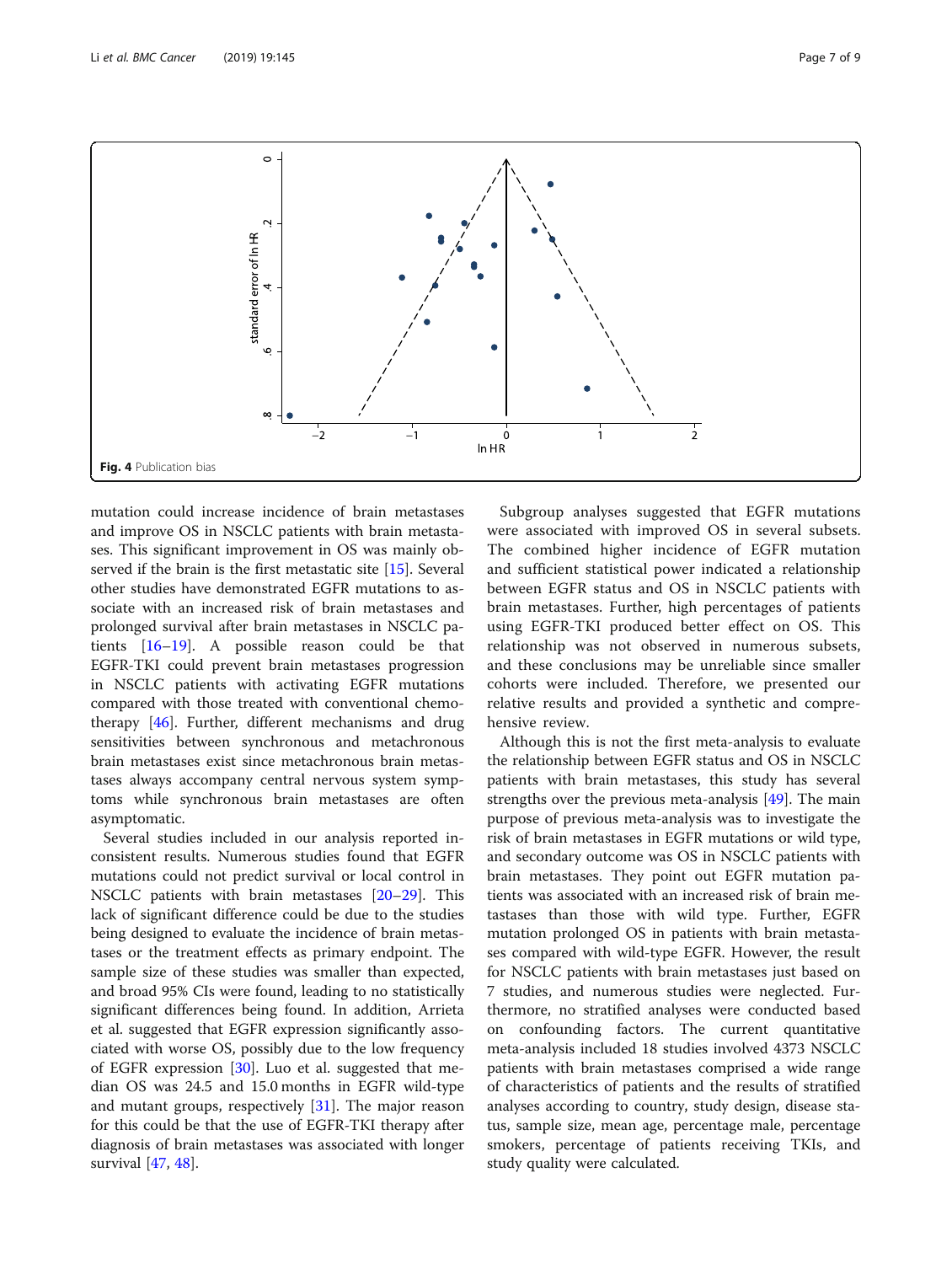Fig. 4 Publication bias

mutation could increase incidence of brain metastases and improve OS in NSCLC patients with brain metastases. This significant improvement in OS was mainly observed if the brain is the first metastatic site [15]. Several other studies have demonstrated EGFR mutations to associate with an increased risk of brain metastases and prolonged survival after brain metastases in NSCLC patients [16–19]. A possible reason could be that EGFR-TKI could prevent brain metastases progression in NSCLC patients with activating EGFR mutations compared with those treated with conventional chemotherapy [46]. Further, different mechanisms and drug sensitivities between synchronous and metachronous brain metastases exist since metachronous brain metastases always accompany central nervous system symptoms while synchronous brain metastases are often asymptomatic.

Several studies included in our analysis reported inconsistent results. Numerous studies found that EGFR mutations could not predict survival or local control in NSCLC patients with brain metastases [20–29]. This lack of significant difference could be due to the studies being designed to evaluate the incidence of brain metastases or the treatment effects as primary endpoint. The sample size of these studies was smaller than expected, and broad 95% CIs were found, leading to no statistically significant differences being found. In addition, Arrieta et al. suggested that EGFR expression significantly associated with worse OS, possibly due to the low frequency of EGFR expression [30]. Luo et al. suggested that median OS was 24.5 and 15.0 months in EGFR wild-type and mutant groups, respectively [31]. The major reason for this could be that the use of EGFR-TKI therapy after diagnosis of brain metastases was associated with longer survival [47, 48].

Subgroup analyses suggested that EGFR mutations were associated with improved OS in several subsets. The combined higher incidence of EGFR mutation and sufficient statistical power indicated a relationship between EGFR status and OS in NSCLC patients with brain metastases. Further, high percentages of patients using EGFR-TKI produced better effect on OS. This relationship was not observed in numerous subsets, and these conclusions may be unreliable since smaller cohorts were included. Therefore, we presented our relative results and provided a synthetic and comprehensive review.

Although this is not the first meta-analysis to evaluate the relationship between EGFR status and OS in NSCLC patients with brain metastases, this study has several strengths over the previous meta-analysis [49]. The main purpose of previous meta-analysis was to investigate the risk of brain metastases in EGFR mutations or wild type, and secondary outcome was OS in NSCLC patients with brain metastases. They point out EGFR mutation patients was associated with an increased risk of brain metastases than those with wild type. Further, EGFR mutation prolonged OS in patients with brain metastases compared with wild-type EGFR. However, the result for NSCLC patients with brain metastases just based on 7 studies, and numerous studies were neglected. Furthermore, no stratified analyses were conducted based on confounding factors. The current quantitative meta-analysis included 18 studies involved 4373 NSCLC patients with brain metastases comprised a wide range of characteristics of patients and the results of stratified analyses according to country, study design, disease status, sample size, mean age, percentage male, percentage smokers, percentage of patients receiving TKIs, and study quality were calculated.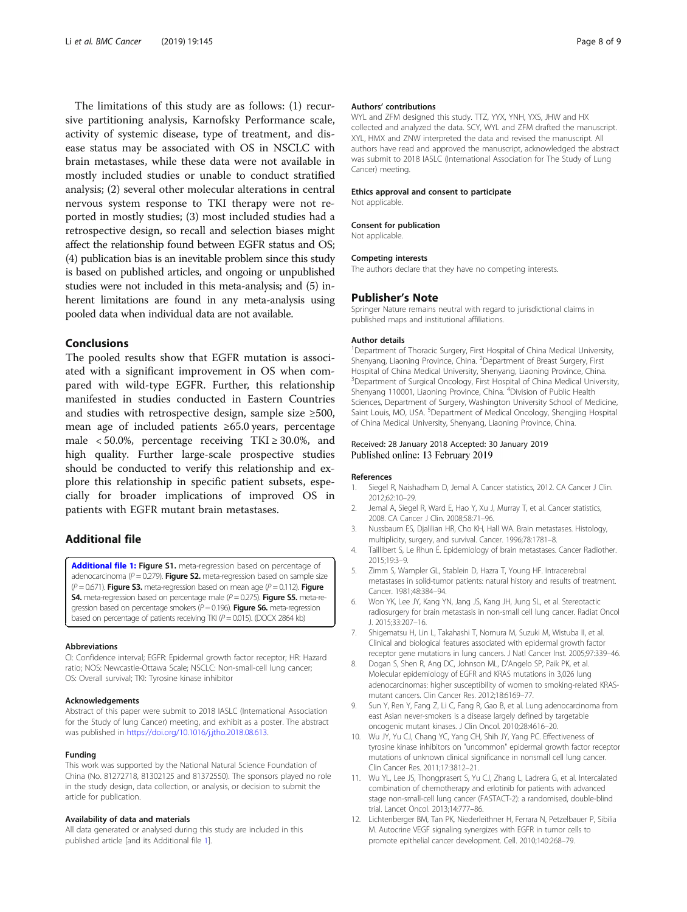The limitations of this study are as follows: (1) recursive partitioning analysis, Karnofsky Performance scale, activity of systemic disease, type of treatment, and disease status may be associated with OS in NSCLC with brain metastases, while these data were not available in mostly included studies or unable to conduct stratified analysis; (2) several other molecular alterations in central nervous system response to TKI therapy were not reported in mostly studies; (3) most included studies had a retrospective design, so recall and selection biases might affect the relationship found between EGFR status and OS; (4) publication bias is an inevitable problem since this study is based on published articles, and ongoing or unpublished studies were not included in this meta-analysis; and (5) inherent limitations are found in any meta-analysis using pooled data when individual data are not available.

## Conclusions

The pooled results show that EGFR mutation is associated with a significant improvement in OS when compared with wild-type EGFR. Further, this relationship manifested in studies conducted in Eastern Countries and studies with retrospective design, sample size ≥500, mean age of included patients ≥65.0 years, percentage male < 50.0%, percentage receiving TKI ≥ 30.0%, and high quality. Further large-scale prospective studies should be conducted to verify this relationship and explore this relationship in specific patient subsets, especially for broader implications of improved OS in patients with EGFR mutant brain metastases.

## Additional file

**Additional file 1: Figure S1.** meta-regression based on percentage of adenocarcinoma ($P = 0.279$). **Figure S2.** meta-regression based on sample size ($P = 0.671$). **Figure S3.** meta-regression based on mean age ($P = 0.112$). **Figure S4.** meta-regression based on percentage male ($P = 0.275$). **Figure S5.** meta-regression based on percentage smokers ($P = 0.196$). **Figure S6.** meta-regression based on percentage of patients receiving TKI ($P = 0.015$). (DOCX 2864 kb)

#### Abbreviations

CI: Confidence interval; EGFR: Epidermal growth factor receptor; HR: Hazard ratio; NOS: Newcastle-Ottawa Scale; NSCLC: Non-small-cell lung cancer; OS: Overall survival; TKI: Tyrosine kinase inhibitor

#### Acknowledgements

Abstract of this paper were submit to 2018 IASLC (International Association for the Study of lung Cancer) meeting, and exhibit as a poster. The abstract was published in https://doi.org/10.1016/j.jtho.2018.08.613.

#### Funding

This work was supported by the National Natural Science Foundation of China (No. 81272718, 81302125 and 81372550). The sponsors played no role in the study design, data collection, or analysis, or decision to submit the article for publication.

#### Availability of data and materials

All data generated or analysed during this study are included in this published article [and its Additional file 1].

#### Authors' contributions

WYL and ZFM designed this study. TTZ, YYX, YNH, YXS, JHW and HX collected and analyzed the data. SCY, WYL and ZFM drafted the manuscript. XYL, HMX and ZNW interpreted the data and revised the manuscript. All authors have read and approved the manuscript, acknowledged the abstract was submit to 2018 IASLC (International Association for The Study of Lung Cancer) meeting.

#### Ethics approval and consent to participate

Not applicable.

#### Consent for publication

Not applicable.

#### Competing interests

The authors declare that they have no competing interests.

## Publisher's Note

Springer Nature remains neutral with regard to jurisdictional claims in published maps and institutional affiliations.

#### Author details

[1]Department of Thoracic Surgery, First Hospital of China Medical University, Shenyang, Liaoning Province, China. [2]Department of Breast Surgery, First Hospital of China Medical University, Shenyang, Liaoning Province, China. [3]Department of Surgical Oncology, First Hospital of China Medical University, Shenyang 110001, Liaoning Province, China. [4]Division of Public Health Sciences, Department of Surgery, Washington University School of Medicine, Saint Louis, MO, USA. [5]Department of Medical Oncology, Shengjing Hospital of China Medical University, Shenyang, Liaoning Province, China.

Received: 28 January 2018 Accepted: 30 January 2019
Published online: 13 February 2019

#### References

1. Siegel R, Naishadham D, Jemal A. Cancer statistics, 2012. CA Cancer J Clin. 2012;62:10–29.
2. Jemal A, Siegel R, Ward E, Hao Y, Xu J, Murray T, et al. Cancer statistics, 2008. CA Cancer J Clin. 2008;58:71–96.
3. Nussbaum ES, Djalilian HR, Cho KH, Hall WA. Brain metastases. Histology, multiplicity, surgery, and survival. Cancer. 1996;78:1781–8.
4. Taillibert S, Le Rhun É. Epidemiology of brain metastases. Cancer Radiother. 2015;19:3–9.
5. Zimm S, Wampler GL, Stablein D, Hazra T, Young HF. Intracerebral metastases in solid-tumor patients: natural history and results of treatment. Cancer. 1981;48:384–94.
6. Won YK, Lee JY, Kang YN, Jang JS, Kang JH, Jung SL, et al. Stereotactic radiosurgery for brain metastasis in non-small cell lung cancer. Radiat Oncol J. 2015;33:207–16.
7. Shigematsu H, Lin L, Takahashi T, Nomura M, Suzuki M, Wistuba II, et al. Clinical and biological features associated with epidermal growth factor receptor gene mutations in lung cancers. J Natl Cancer Inst. 2005;97:339–46.
8. Dogan S, Shen R, Ang DC, Johnson ML, D'Angelo SP, Paik PK, et al. Molecular epidemiology of EGFR and KRAS mutations in 3,026 lung adenocarcinomas: higher susceptibility of women to smoking-related KRAS-mutant cancers. Clin Cancer Res. 2012;18:6169–77.
9. Sun Y, Ren Y, Fang Z, Li C, Fang R, Gao B, et al. Lung adenocarcinoma from east Asian never-smokers is a disease largely defined by targetable oncogenic mutant kinases. J Clin Oncol. 2010;28:4616–20.
10. Wu JY, Yu CJ, Chang YC, Yang CH, Shih JY, Yang PC. Effectiveness of tyrosine kinase inhibitors on "uncommon" epidermal growth factor receptor mutations of unknown clinical significance in nonsmall cell lung cancer. Clin Cancer Res. 2011;17:3812–21.
11. Wu YL, Lee JS, Thongprasert S, Yu CJ, Zhang L, Ladrera G, et al. Intercalated combination of chemotherapy and erlotinib for patients with advanced stage non-small-cell lung cancer (FASTACT-2): a randomised, double-blind trial. Lancet Oncol. 2013;14:777–86.
12. Lichtenberger BM, Tan PK, Niederleithner H, Ferrara N, Petzelbauer P, Sibilia M. Autocrine VEGF signaling synergizes with EGFR in tumor cells to promote epithelial cancer development. Cell. 2010;140:268–79.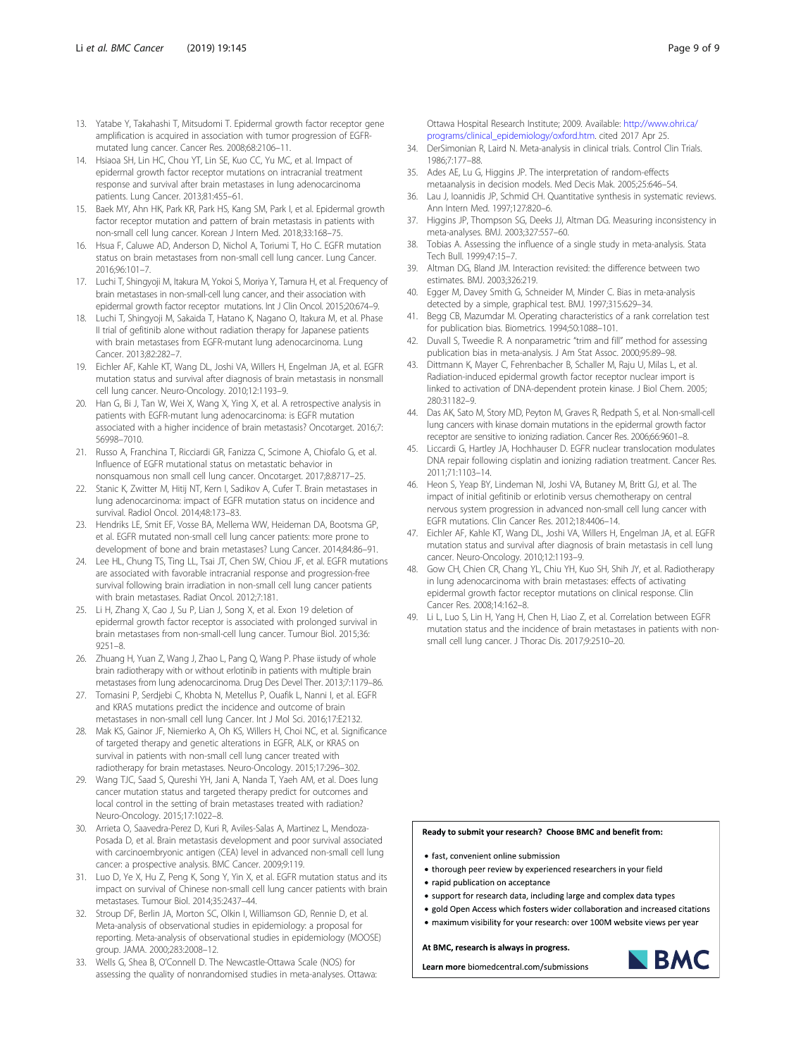13. Yatabe Y, Takahashi T, Mitsudomi T. Epidermal growth factor receptor gene amplification is acquired in association with tumor progression of EGFR-mutated lung cancer. Cancer Res. 2008;68:2106–11.
14. Hsiaoa SH, Lin HC, Chou YT, Lin SE, Kuo CC, Yu MC, et al. Impact of epidermal growth factor receptor mutations on intracranial treatment response and survival after brain metastases in lung adenocarcinoma patients. Lung Cancer. 2013;81:455–61.
15. Baek MY, Ahn HK, Park KR, Park HS, Kang SM, Park I, et al. Epidermal growth factor receptor mutation and pattern of brain metastasis in patients with non-small cell lung cancer. Korean J Intern Med. 2018;33:168–75.
16. Hsua F, Caluwe AD, Anderson D, Nichol A, Toriumi T, Ho C. EGFR mutation status on brain metastases from non-small cell lung cancer. Lung Cancer. 2016;96:101–7.
17. Luchi T, Shingyoji M, Itakura M, Yokoi S, Moriya Y, Tamura H, et al. Frequency of brain metastases in non-small-cell lung cancer, and their association with epidermal growth factor receptor mutations. Int J Clin Oncol. 2015;20:674–9.
18. Luchi T, Shingyoji M, Sakaida T, Hatano K, Nagano O, Itakura M, et al. Phase II trial of gefitinib alone without radiation therapy for Japanese patients with brain metastases from EGFR-mutant lung adenocarcinoma. Lung Cancer. 2013;82:282–7.
19. Eichler AF, Kahle KT, Wang DL, Joshi VA, Willers H, Engelman JA, et al. EGFR mutation status and survival after diagnosis of brain metastasis in nonsmall cell lung cancer. Neuro-Oncology. 2010;12:1193–9.
20. Han G, Bi J, Tan W, Wei X, Wang X, Ying X, et al. A retrospective analysis in patients with EGFR-mutant lung adenocarcinoma: is EGFR mutation associated with a higher incidence of brain metastasis? Oncotarget. 2016;7: 56998–7010.
21. Russo A, Franchina T, Ricciardi GR, Fanizza C, Scimone A, Chiofalo G, et al. Influence of EGFR mutational status on metastatic behavior in nonsquamous non small cell lung cancer. Oncotarget. 2017;8:8717–25.
22. Stanic K, Zwitter M, Hitij NT, Kern I, Sadikov A, Cufer T. Brain metastases in lung adenocarcinoma: impact of EGFR mutation status on incidence and survival. Radiol Oncol. 2014;48:173–83.
23. Hendriks LE, Smit EF, Vosse BA, Mellema WW, Heideman DA, Bootsma GP, et al. EGFR mutated non-small cell lung cancer patients: more prone to development of bone and brain metastases? Lung Cancer. 2014;84:86–91.
24. Lee HL, Chung TS, Ting LL, Tsai JT, Chen SW, Chiou JF, et al. EGFR mutations are associated with favorable intracranial response and progression-free survival following brain irradiation in non-small cell lung cancer patients with brain metastases. Radiat Oncol. 2012;7:181.
25. Li H, Zhang X, Cao J, Su P, Lian J, Song X, et al. Exon 19 deletion of epidermal growth factor receptor is associated with prolonged survival in brain metastases from non-small-cell lung cancer. Tumour Biol. 2015;36: 9251–8.
26. Zhuang H, Yuan Z, Wang J, Zhao L, Pang Q, Wang P. Phase iistudy of whole brain radiotherapy with or without erlotinib in patients with multiple brain metastases from lung adenocarcinoma. Drug Des Devel Ther. 2013;7:1179–86.
27. Tomasini P, Serdjebi C, Khobta N, Metellus P, Ouafik L, Nanni I, et al. EGFR and KRAS mutations predict the incidence and outcome of brain metastases in non-small cell lung Cancer. Int J Mol Sci. 2016;17:E2132.
28. Mak KS, Gainor JF, Niemierko A, Oh KS, Willers H, Choi NC, et al. Significance of targeted therapy and genetic alterations in EGFR, ALK, or KRAS on survival in patients with non-small cell lung cancer treated with radiotherapy for brain metastases. Neuro-Oncology. 2015;17:296–302.
29. Wang TJC, Saad S, Qureshi YH, Jani A, Nanda T, Yaeh AM, et al. Does lung cancer mutation status and targeted therapy predict for outcomes and local control in the setting of brain metastases treated with radiation? Neuro-Oncology. 2015;17:1022–8.
30. Arrieta O, Saavedra-Perez D, Kuri R, Aviles-Salas A, Martinez L, Mendoza-Posada D, et al. Brain metastasis development and poor survival associated with carcinoembryonic antigen (CEA) level in advanced non-small cell lung cancer: a prospective analysis. BMC Cancer. 2009;9:119.
31. Luo D, Ye X, Hu Z, Peng K, Song Y, Yin X, et al. EGFR mutation status and its impact on survival of Chinese non-small cell lung cancer patients with brain metastases. Tumour Biol. 2014;35:2437–44.
32. Stroup DF, Berlin JA, Morton SC, Olkin I, Williamson GD, Rennie D, et al. Meta-analysis of observational studies in epidemiology: a proposal for reporting. Meta-analysis of observational studies in epidemiology (MOOSE) group. JAMA. 2000;283:2008–12.
33. Wells G, Shea B, O'Connell D. The Newcastle-Ottawa Scale (NOS) for assessing the quality of nonrandomised studies in meta-analyses. Ottawa: Ottawa Hospital Research Institute; 2009. Available: http://www.ohri.ca/programs/clinical_epidemiology/oxford.htm. cited 2017 Apr 25.
34. DerSimonian R, Laird N. Meta-analysis in clinical trials. Control Clin Trials. 1986;7:177–88.
35. Ades AE, Lu G, Higgins JP. The interpretation of random-effects metaanalysis in decision models. Med Decis Mak. 2005;25:646–54.
36. Lau J, Ioannidis JP, Schmid CH. Quantitative synthesis in systematic reviews. Ann Intern Med. 1997;127:820–6.
37. Higgins JP, Thompson SG, Deeks JJ, Altman DG. Measuring inconsistency in meta-analyses. BMJ. 2003;327:557–60.
38. Tobias A. Assessing the influence of a single study in meta-analysis. Stata Tech Bull. 1999;47:15–7.
39. Altman DG, Bland JM. Interaction revisited: the difference between two estimates. BMJ. 2003;326:219.
40. Egger M, Davey Smith G, Schneider M, Minder C. Bias in meta-analysis detected by a simple, graphical test. BMJ. 1997;315:629–34.
41. Begg CB, Mazumdar M. Operating characteristics of a rank correlation test for publication bias. Biometrics. 1994;50:1088–101.
42. Duvall S, Tweedie R. A nonparametric "trim and fill" method for assessing publication bias in meta-analysis. J Am Stat Assoc. 2000;95:89–98.
43. Dittmann K, Mayer C, Fehrenbacher B, Schaller M, Raju U, Milas L, et al. Radiation-induced epidermal growth factor receptor nuclear import is linked to activation of DNA-dependent protein kinase. J Biol Chem. 2005; 280:31182–9.
44. Das AK, Sato M, Story MD, Peyton M, Graves R, Redpath S, et al. Non-small-cell lung cancers with kinase domain mutations in the epidermal growth factor receptor are sensitive to ionizing radiation. Cancer Res. 2006;66:9601–8.
45. Liccardi G, Hartley JA, Hochhauser D. EGFR nuclear translocation modulates DNA repair following cisplatin and ionizing radiation treatment. Cancer Res. 2011;71:1103–14.
46. Heon S, Yeap BY, Lindeman NI, Joshi VA, Butaney M, Britt GJ, et al. The impact of initial gefitinib or erlotinib versus chemotherapy on central nervous system progression in advanced non-small cell lung cancer with EGFR mutations. Clin Cancer Res. 2012;18:4406–14.
47. Eichler AF, Kahle KT, Wang DL, Joshi VA, Willers H, Engelman JA, et al. EGFR mutation status and survival after diagnosis of brain metastasis in cell lung cancer. Neuro-Oncology. 2010;12:1193–9.
48. Gow CH, Chien CR, Chang YL, Chiu YH, Kuo SH, Shih JY, et al. Radiotherapy in lung adenocarcinoma with brain metastases: effects of activating epidermal growth factor receptor mutations on clinical response. Clin Cancer Res. 2008;14:162–8.
49. Li L, Luo S, Lin H, Yang H, Chen H, Liao Z, et al. Correlation between EGFR mutation status and the incidence of brain metastases in patients with non-small cell lung cancer. J Thorac Dis. 2017;9:2510–20.

**Ready to submit your research? Choose BMC and benefit from:**

- fast, convenient online submission
- thorough peer review by experienced researchers in your field
- rapid publication on acceptance
- support for research data, including large and complex data types
- gold Open Access which fosters wider collaboration and increased citations
- maximum visibility for your research: over 100M website views per year

**At BMC, research is always in progress.**

**Learn more** biomedcentral.com/submissions

BMC